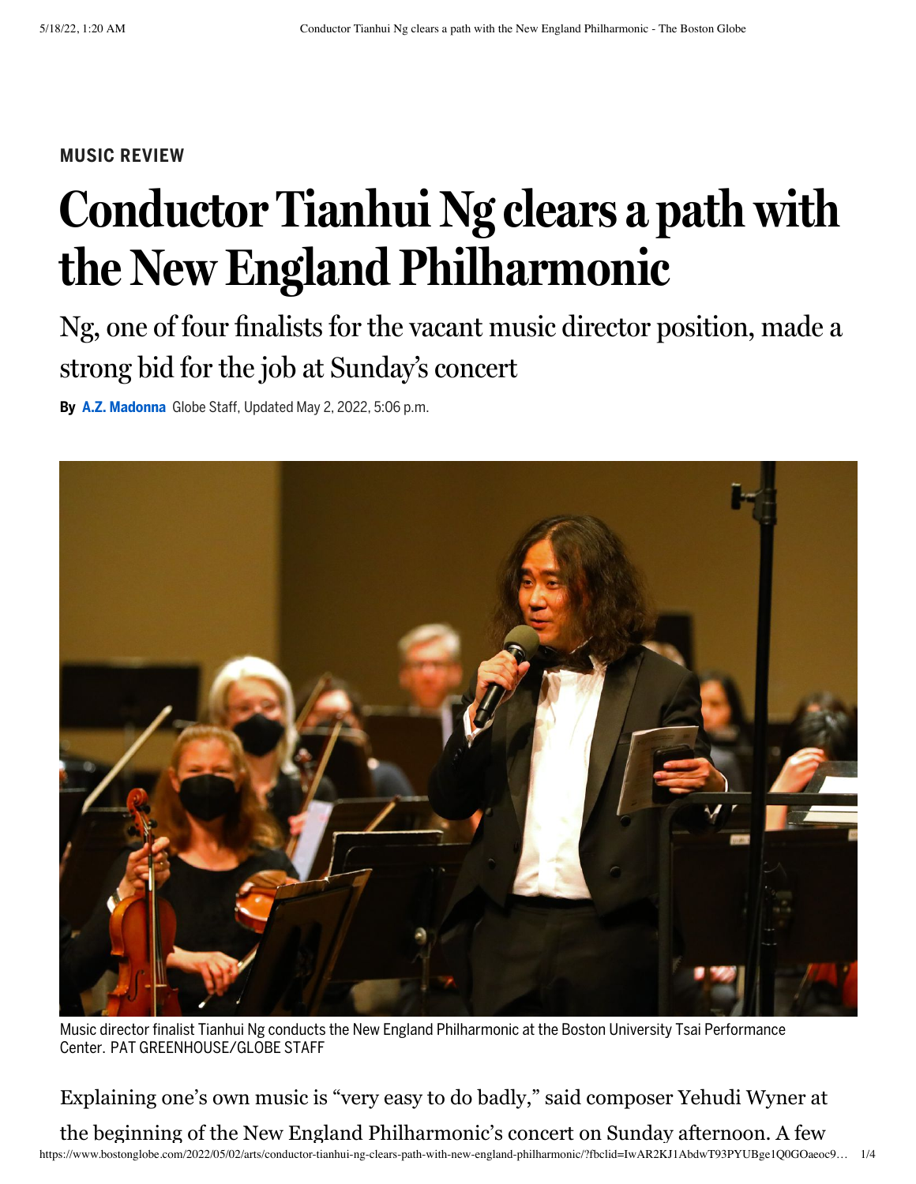MUSIC REVIEW

# Conductor Tianhui Ng clears a path with the New England Philharmonic

## Ng, one of four finalists for the vacant music director position, made a strong bid for the job at Sunday's concert

**By A.Z. Madonna** Globe Staff, Updated May 2, 2022, 5:06 p.m.

Music director finalist Tianhui Ng conducts the New England Philharmonic at the Boston University Tsai Performance Center. PAT GREENHOUSE/GLOBE STAFF

Explaining one's own music is "very easy to do badly," said composer Yehudi Wyner at the beginning of the New England Philharmonic's concert on Sunday afternoon. A few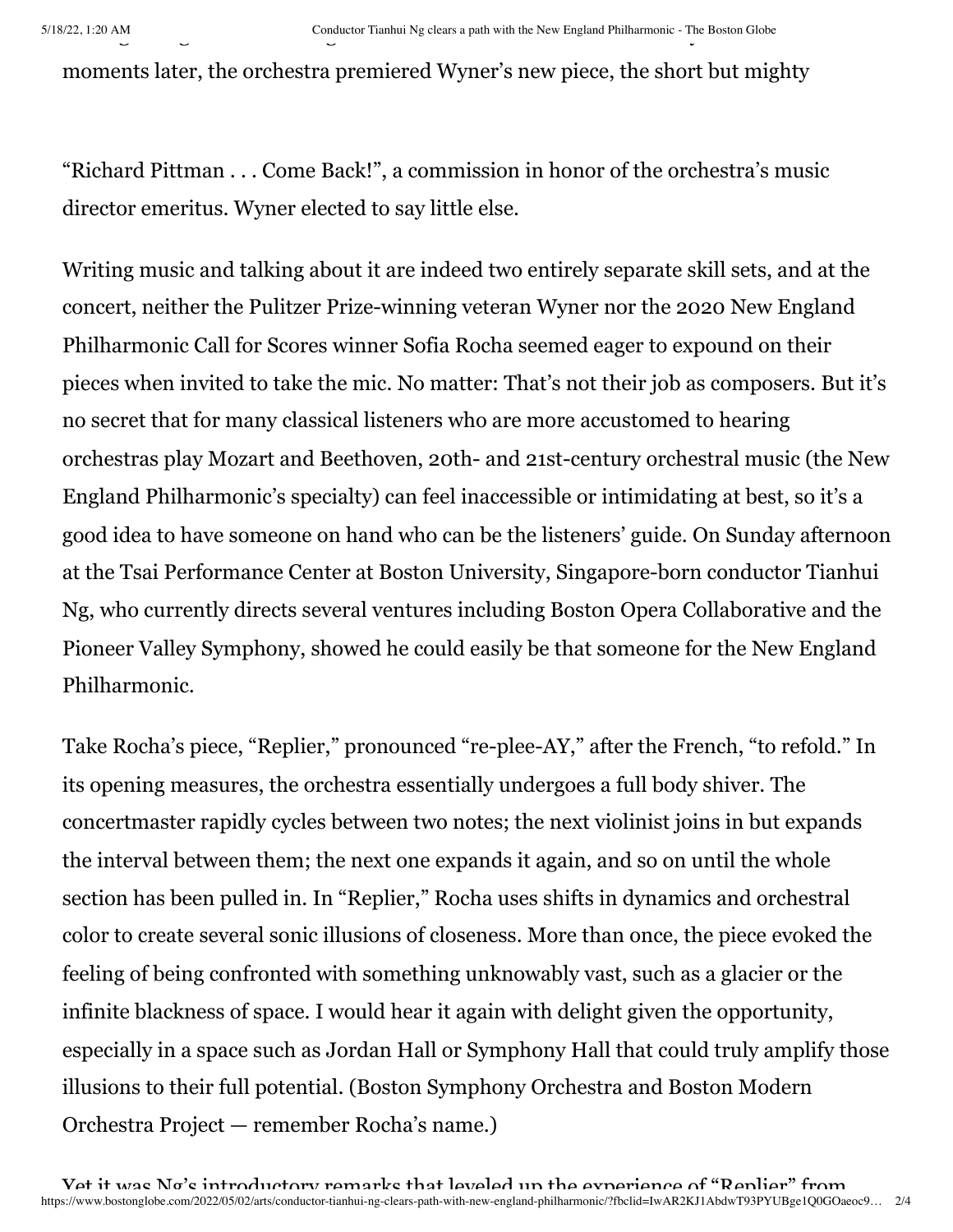moments later, the orchestra premiered Wyner's new piece, the short but mighty

"Richard Pittman . . . Come Back!", a commission in honor of the orchestra's music director emeritus. Wyner elected to say little else.

Writing music and talking about it are indeed two entirely separate skill sets, and at the concert, neither the Pulitzer Prize-winning veteran Wyner nor the 2020 New England Philharmonic Call for Scores winner Sofia Rocha seemed eager to expound on their pieces when invited to take the mic. No matter: That's not their job as composers. But it's no secret that for many classical listeners who are more accustomed to hearing orchestras play Mozart and Beethoven, 20th- and 21st-century orchestral music (the New England Philharmonic's specialty) can feel inaccessible or intimidating at best, so it's a good idea to have someone on hand who can be the listeners' guide. On Sunday afternoon at the Tsai Performance Center at Boston University, Singapore-born conductor Tianhui Ng, who currently directs several ventures including Boston Opera Collaborative and the Pioneer Valley Symphony, showed he could easily be that someone for the New England Philharmonic.

Take Rocha's piece, "Replier," pronounced "re-plee-AY," after the French, "to refold." In its opening measures, the orchestra essentially undergoes a full body shiver. The concertmaster rapidly cycles between two notes; the next violinist joins in but expands the interval between them; the next one expands it again, and so on until the whole section has been pulled in. In "Replier," Rocha uses shifts in dynamics and orchestral color to create several sonic illusions of closeness. More than once, the piece evoked the feeling of being confronted with something unknowably vast, such as a glacier or the infinite blackness of space. I would hear it again with delight given the opportunity, especially in a space such as Jordan Hall or Symphony Hall that could truly amplify those illusions to their full potential. (Boston Symphony Orchestra and Boston Modern Orchestra Project — remember Rocha's name.)

Yet it was Ng's introductory remarks that leveled up the experience of "Replier" from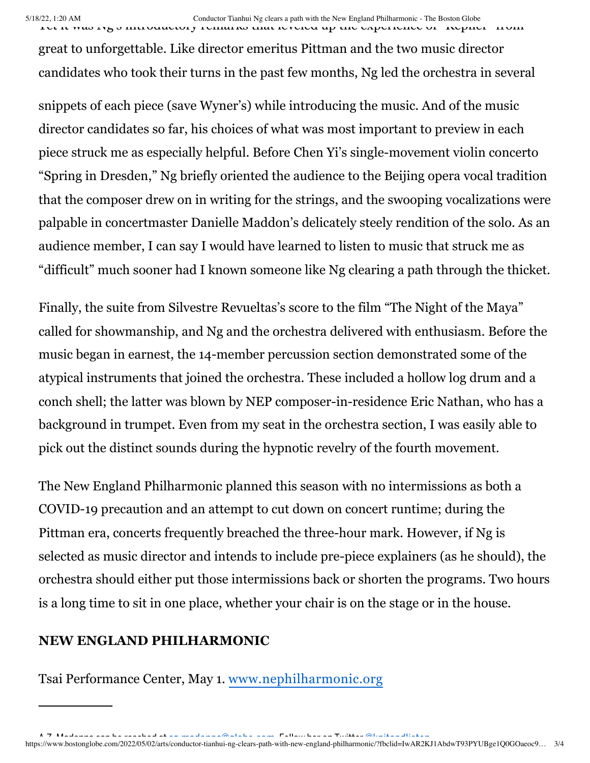Yet it was Ng's introductory remarks that leveled up the experience of "Kepler" from great to unforgettable. Like director emeritus Pittman and the two music director candidates who took their turns in the past few months, Ng led the orchestra in several snippets of each piece (save Wyner's) while introducing the music. And of the music director candidates so far, his choices of what was most important to preview in each piece struck me as especially helpful. Before Chen Yi's single-movement violin concerto "Spring in Dresden," Ng briefly oriented the audience to the Beijing opera vocal tradition that the composer drew on in writing for the strings, and the swooping vocalizations were palpable in concertmaster Danielle Maddon's delicately steely rendition of the solo. As an audience member, I can say I would have learned to listen to music that struck me as "difficult" much sooner had I known someone like Ng clearing a path through the thicket.

Finally, the suite from Silvestre Revueltas's score to the film "The Night of the Maya" called for showmanship, and Ng and the orchestra delivered with enthusiasm. Before the music began in earnest, the 14-member percussion section demonstrated some of the atypical instruments that joined the orchestra. These included a hollow log drum and a conch shell; the latter was blown by NEP composer-in-residence Eric Nathan, who has a background in trumpet. Even from my seat in the orchestra section, I was easily able to pick out the distinct sounds during the hypnotic revelry of the fourth movement.

The New England Philharmonic planned this season with no intermissions as both a COVID-19 precaution and an attempt to cut down on concert runtime; during the Pittman era, concerts frequently breached the three-hour mark. However, if Ng is selected as music director and intends to include pre-piece explainers (as he should), the orchestra should either put those intermissions back or shorten the programs. Two hours is a long time to sit in one place, whether your chair is on the stage or in the house.

**NEW ENGLAND PHILHARMONIC**

Tsai Performance Center, May 1. [www.nephilharmonic.org](http://www.nephilharmonic.org)

---

A.Z. Madonna can be reached at az.madonna@globe.com. Follow her on Twitter @knitandlisten.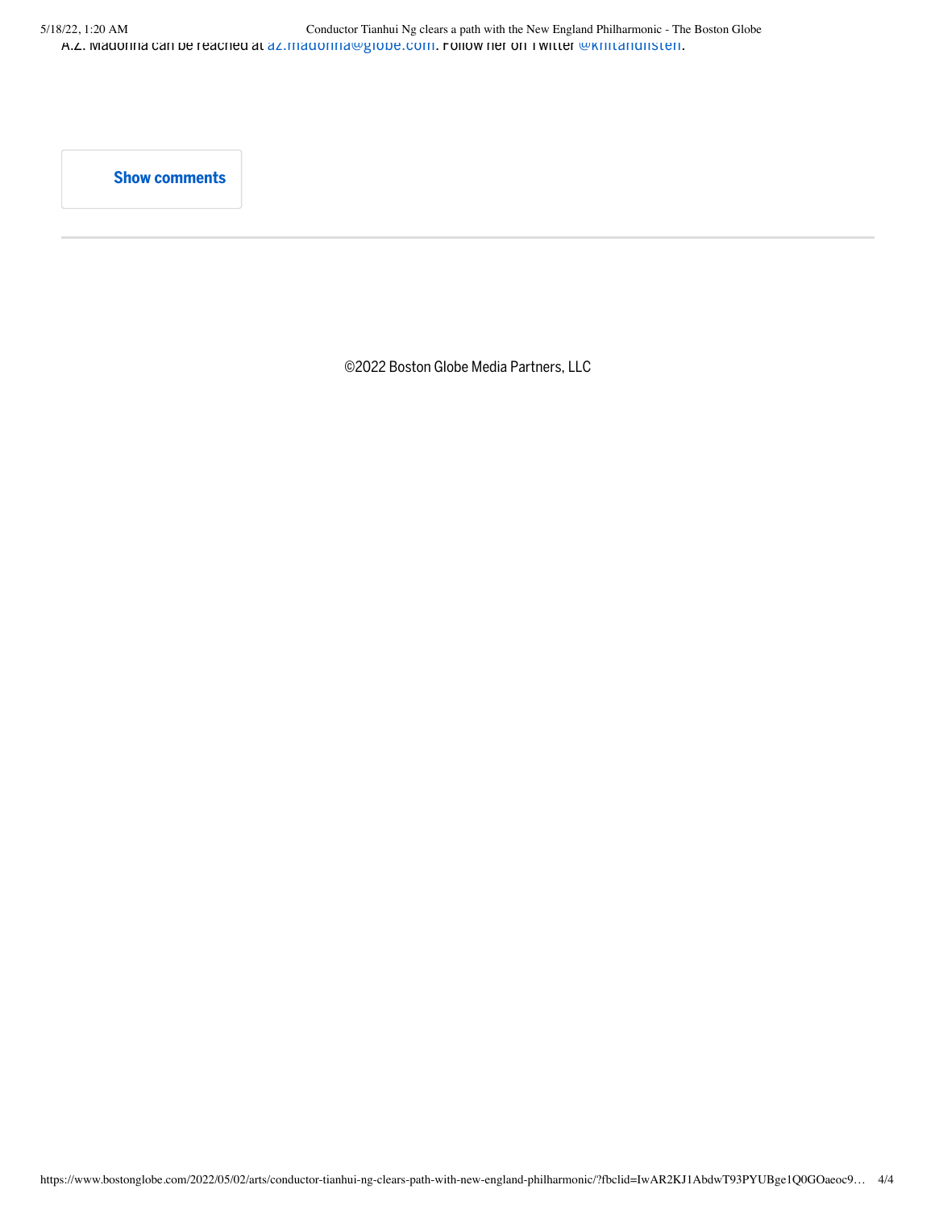A.Z. Madonna can be reached at az.madonna@globe.com. Follow her on Twitter @knitandlisten.

Show comments

©2022 Boston Globe Media Partners, LLC